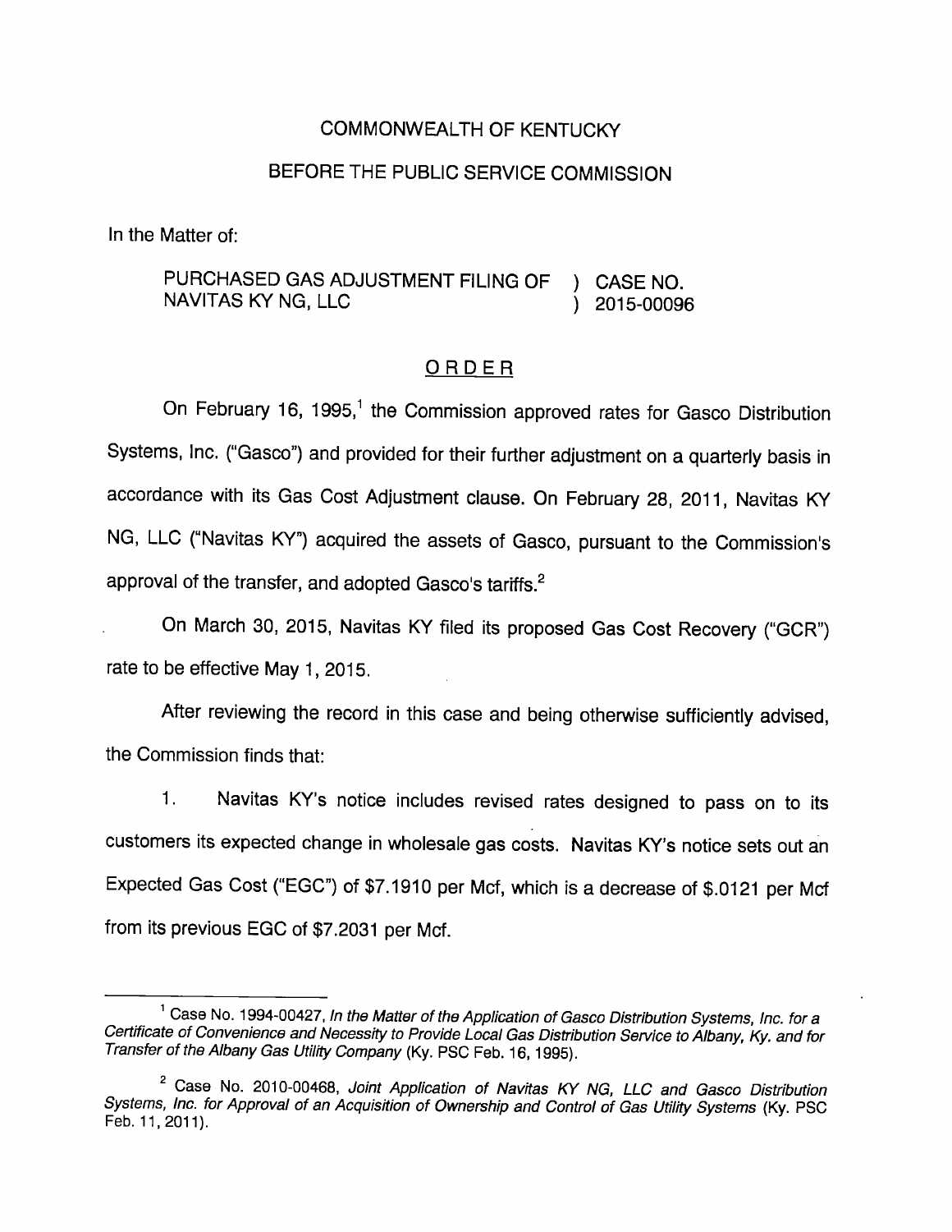COMMONWEALTH OF KENTUCKY

BEFORE THE PUBLIC SERVICE COMMISSION

In the Matter of:

| | | |
|---|---|---|
| PURCHASED GAS ADJUSTMENT FILING OF NAVITAS KY NG, LLC | ) ) | CASE NO. 2015-00096 |

## ORDER

On February 16, 1995,[1] the Commission approved rates for Gasco Distribution Systems, Inc. ("Gasco") and provided for their further adjustment on a quarterly basis in accordance with its Gas Cost Adjustment clause. On February 28, 2011, Navitas KY NG, LLC ("Navitas KY") acquired the assets of Gasco, pursuant to the Commission's approval of the transfer, and adopted Gasco's tariffs.[2]

On March 30, 2015, Navitas KY filed its proposed Gas Cost Recovery ("GCR") rate to be effective May 1, 2015.

After reviewing the record in this case and being otherwise sufficiently advised, the Commission finds that:

1. Navitas KY's notice includes revised rates designed to pass on to its customers its expected change in wholesale gas costs. Navitas KY's notice sets out an Expected Gas Cost ("EGC") of $7.1910 per Mcf, which is a decrease of $.0121 per Mcf from its previous EGC of $7.2031 per Mcf.

---

[1] Case No. 1994-00427, *In the Matter of the Application of Gasco Distribution Systems, Inc. for a Certificate of Convenience and Necessity to Provide Local Gas Distribution Service to Albany, Ky. and for Transfer of the Albany Gas Utility Company* (Ky. PSC Feb. 16, 1995).

[2] Case No. 2010-00468, *Joint Application of Navitas KY NG, LLC and Gasco Distribution Systems, Inc. for Approval of an Acquisition of Ownership and Control of Gas Utility Systems* (Ky. PSC Feb. 11, 2011).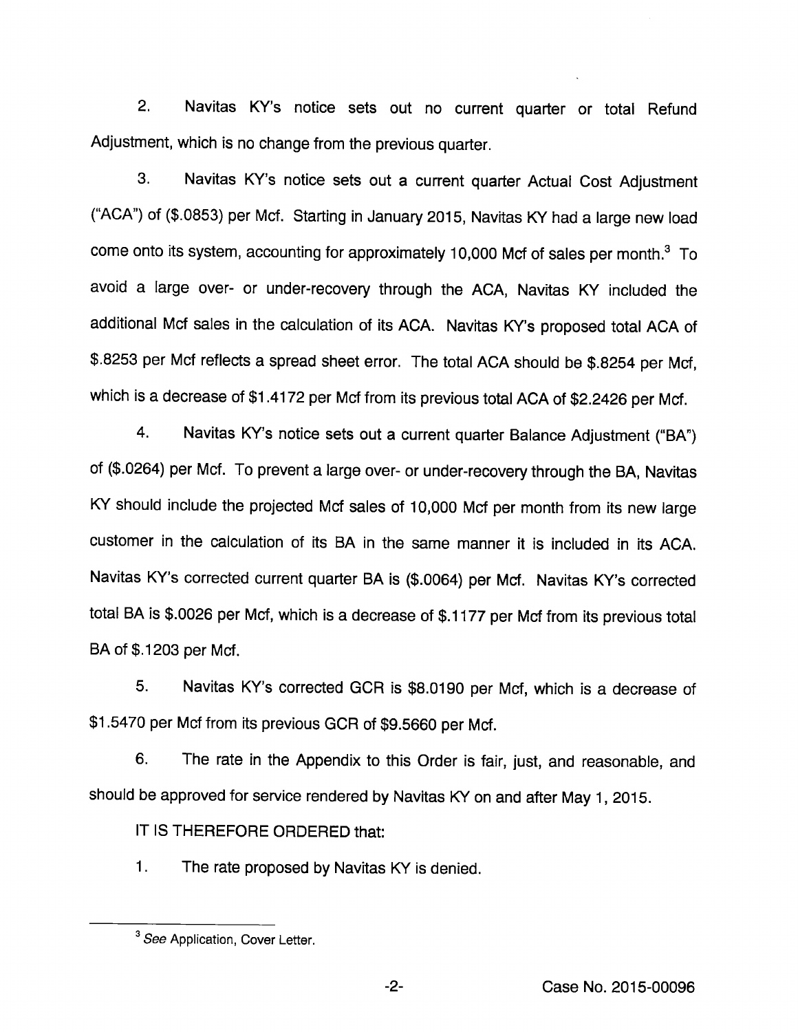2. Navitas KY's notice sets out no current quarter or total Refund Adjustment, which is no change from the previous quarter.

3. Navitas KY's notice sets out a current quarter Actual Cost Adjustment ("ACA") of ($.0853) per Mcf. Starting in January 2015, Navitas KY had a large new load come onto its system, accounting for approximately 10,000 Mcf of sales per month.[3] To avoid a large over- or under-recovery through the ACA, Navitas KY included the additional Mcf sales in the calculation of its ACA. Navitas KY's proposed total ACA of $.8253 per Mcf reflects a spread sheet error. The total ACA should be $.8254 per Mcf, which is a decrease of $1.4172 per Mcf from its previous total ACA of $2.2426 per Mcf.

4. Navitas KY's notice sets out a current quarter Balance Adjustment ("BA") of ($.0264) per Mcf. To prevent a large over- or under-recovery through the BA, Navitas KY should include the projected Mcf sales of 10,000 Mcf per month from its new large customer in the calculation of its BA in the same manner it is included in its ACA. Navitas KY's corrected current quarter BA is ($.0064) per Mcf. Navitas KY's corrected total BA is $.0026 per Mcf, which is a decrease of $.1177 per Mcf from its previous total BA of $.1203 per Mcf.

5. Navitas KY's corrected GCR is $8.0190 per Mcf, which is a decrease of $1.5470 per Mcf from its previous GCR of $9.5660 per Mcf.

6. The rate in the Appendix to this Order is fair, just, and reasonable, and should be approved for service rendered by Navitas KY on and after May 1, 2015.

IT IS THEREFORE ORDERED that:

1. The rate proposed by Navitas KY is denied.

[3] *See* Application, Cover Letter.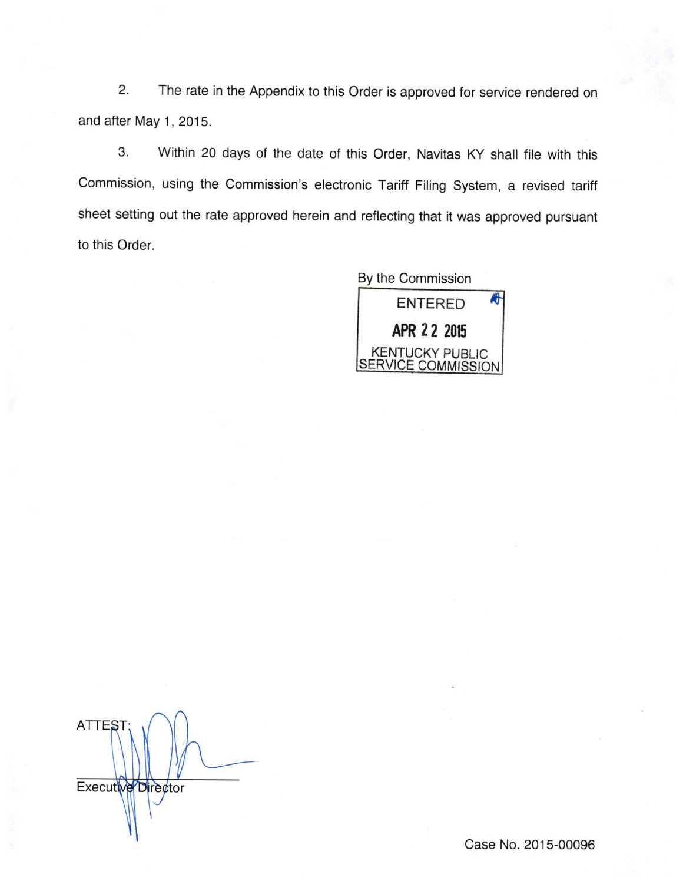2. The rate in the Appendix to this Order is approved for service rendered on and after May 1, 2015.

3. Within 20 days of the date of this Order, Navitas KY shall file with this Commission, using the Commission's electronic Tariff Filing System, a revised tariff sheet setting out the rate approved herein and reflecting that it was approved pursuant to this Order.

By the Commission

ENTERED

APR 22 2015

KENTUCKY PUBLIC SERVICE COMMISSION

ATTEST:

Executive Director

Case No. 2015-00096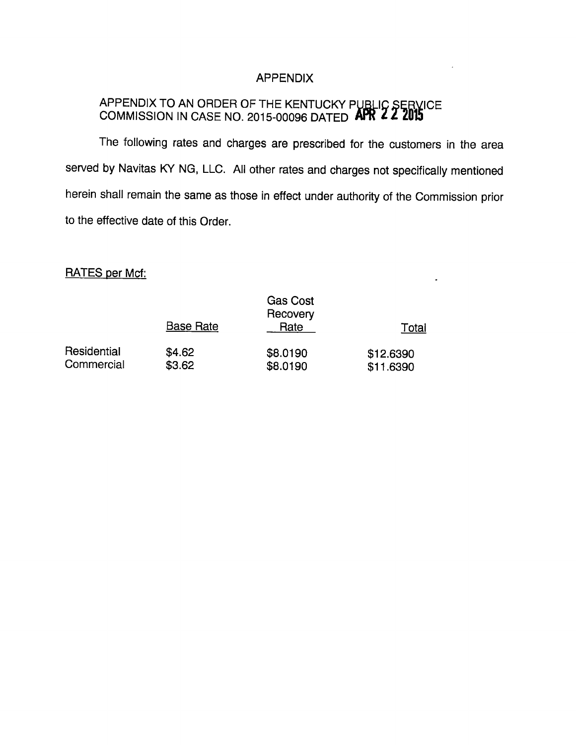# APPENDIX

APPENDIX TO AN ORDER OF THE KENTUCKY PUBLIC SERVICE COMMISSION IN CASE NO. 2015-00096 DATED APR 22 2015

The following rates and charges are prescribed for the customers in the area served by Navitas KY NG, LLC. All other rates and charges not specifically mentioned herein shall remain the same as those in effect under authority of the Commission prior to the effective date of this Order.

RATES per Mcf:

| | Base Rate | Gas Cost Recovery Rate | Total |
|---|---|---|---|
| Residential | $4.62 | $8.0190 | $12.6390 |
| Commercial | $3.62 | $8.0190 | $11.6390 |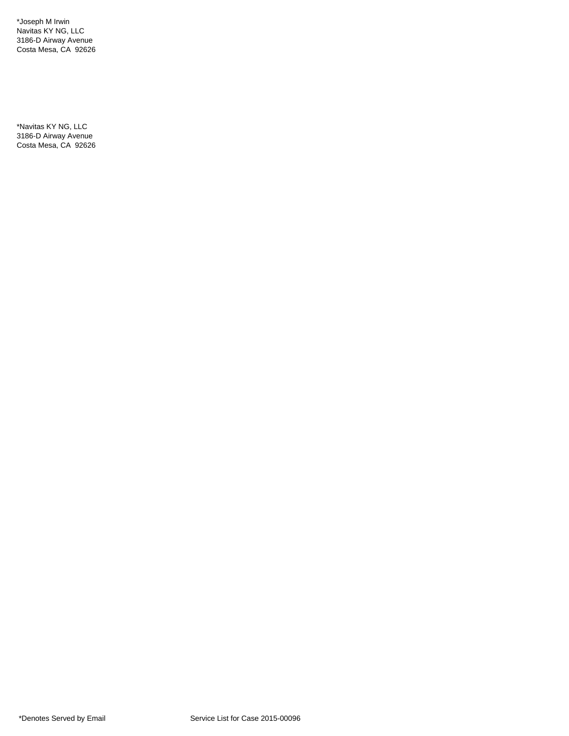*Joseph M Irwin
Navitas KY NG, LLC
3186-D Airway Avenue
Costa Mesa, CA  92626

*Navitas KY NG, LLC
3186-D Airway Avenue
Costa Mesa, CA  92626

*Denotes Served by Email

Service List for Case 2015-00096